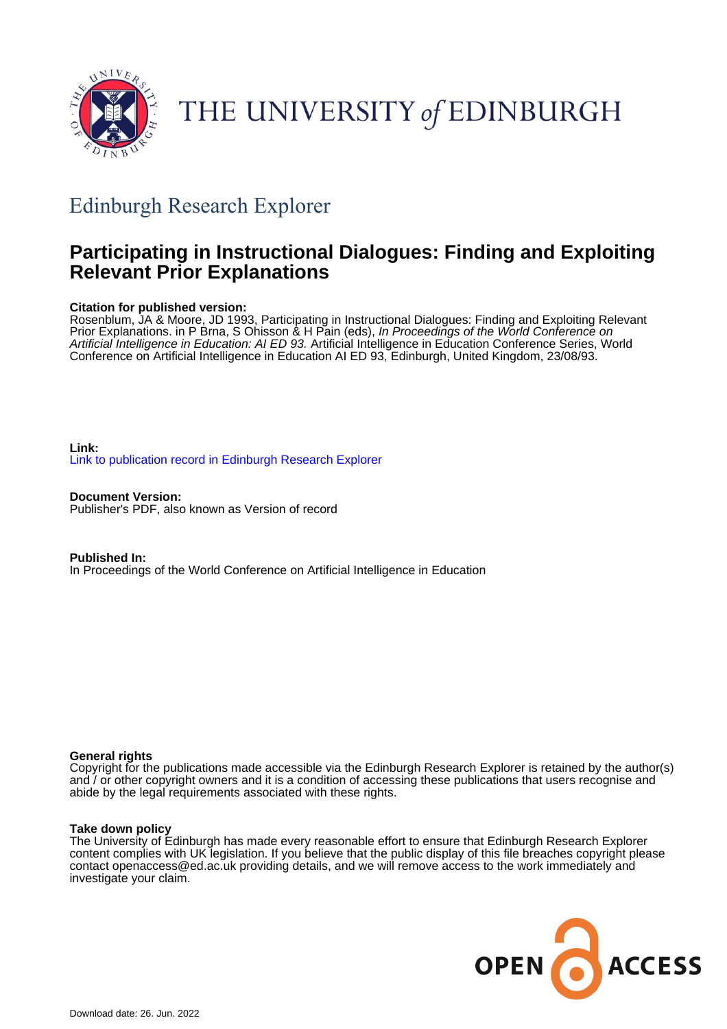THE UNIVERSITY *of* EDINBURGH

## Edinburgh Research Explorer

# Participating in Instructional Dialogues: Finding and Exploiting Relevant Prior Explanations

**Citation for published version:**
Rosenblum, JA & Moore, JD 1993, Participating in Instructional Dialogues: Finding and Exploiting Relevant Prior Explanations. in P Brna, S Ohlsson & H Pain (eds), *In Proceedings of the World Conference on Artificial Intelligence in Education: AI ED 93.* Artificial Intelligence in Education Conference Series, World Conference on Artificial Intelligence in Education AI ED 93, Edinburgh, United Kingdom, 23/08/93.

**Link:**
Link to publication record in Edinburgh Research Explorer

**Document Version:**
Publisher's PDF, also known as Version of record

**Published In:**
In Proceedings of the World Conference on Artificial Intelligence in Education

**General rights**
Copyright for the publications made accessible via the Edinburgh Research Explorer is retained by the author(s) and / or other copyright owners and it is a condition of accessing these publications that users recognise and abide by the legal requirements associated with these rights.

**Take down policy**
The University of Edinburgh has made every reasonable effort to ensure that Edinburgh Research Explorer content complies with UK legislation. If you believe that the public display of this file breaches copyright please contact openaccess@ed.ac.uk providing details, and we will remove access to the work immediately and investigate your claim.

OPEN ACCESS

Download date: 26. Jun. 2022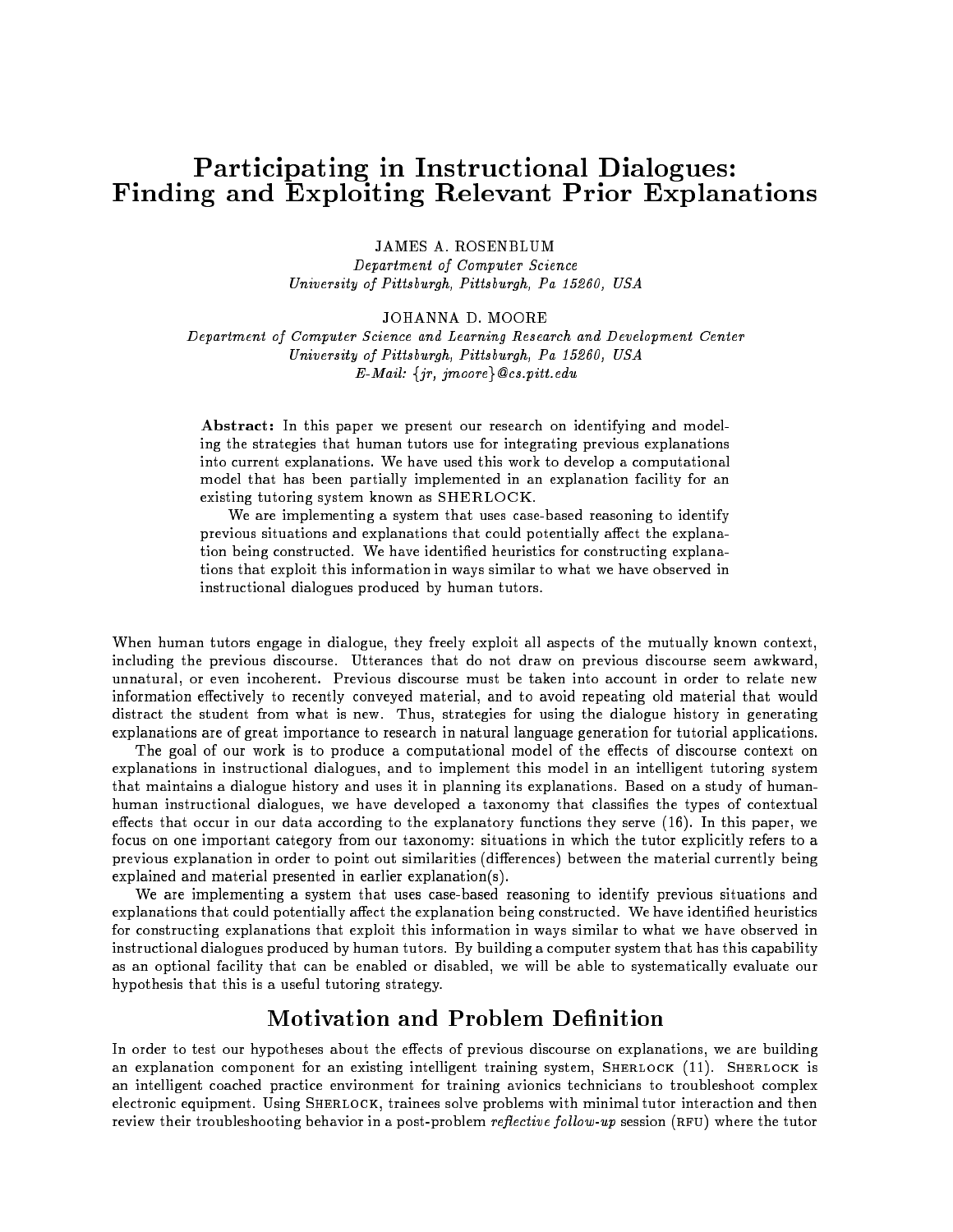# Participating in Instructional Dialogues: Finding and Exploiting Relevant Prior Explanations

JAMES A. ROSENBLUM
*Department of Computer Science*
*University of Pittsburgh, Pittsburgh, Pa 15260, USA*

JOHANNA D. MOORE
*Department of Computer Science and Learning Research and Development Center*
*University of Pittsburgh, Pittsburgh, Pa 15260, USA*
*E-Mail: {jr, jmoore}@cs.pitt.edu*

**Abstract:** In this paper we present our research on identifying and modeling the strategies that human tutors use for integrating previous explanations into current explanations. We have used this work to develop a computational model that has been partially implemented in an explanation facility for an existing tutoring system known as SHERLOCK.

We are implementing a system that uses case-based reasoning to identify previous situations and explanations that could potentially affect the explanation being constructed. We have identified heuristics for constructing explanations that exploit this information in ways similar to what we have observed in instructional dialogues produced by human tutors.

When human tutors engage in dialogue, they freely exploit all aspects of the mutually known context, including the previous discourse. Utterances that do not draw on previous discourse seem awkward, unnatural, or even incoherent. Previous discourse must be taken into account in order to relate new information effectively to recently conveyed material, and to avoid repeating old material that would distract the student from what is new. Thus, strategies for using the dialogue history in generating explanations are of great importance to research in natural language generation for tutorial applications.

The goal of our work is to produce a computational model of the effects of discourse context on explanations in instructional dialogues, and to implement this model in an intelligent tutoring system that maintains a dialogue history and uses it in planning its explanations. Based on a study of human-human instructional dialogues, we have developed a taxonomy that classifies the types of contextual effects that occur in our data according to the explanatory functions they serve (16). In this paper, we focus on one important category from our taxonomy: situations in which the tutor explicitly refers to a previous explanation in order to point out similarities (differences) between the material currently being explained and material presented in earlier explanation(s).

We are implementing a system that uses case-based reasoning to identify previous situations and explanations that could potentially affect the explanation being constructed. We have identified heuristics for constructing explanations that exploit this information in ways similar to what we have observed in instructional dialogues produced by human tutors. By building a computer system that has this capability as an optional facility that can be enabled or disabled, we will be able to systematically evaluate our hypothesis that this is a useful tutoring strategy.

## Motivation and Problem Definition

In order to test our hypotheses about the effects of previous discourse on explanations, we are building an explanation component for an existing intelligent training system, SHERLOCK (11). SHERLOCK is an intelligent coached practice environment for training avionics technicians to troubleshoot complex electronic equipment. Using SHERLOCK, trainees solve problems with minimal tutor interaction and then review their troubleshooting behavior in a post-problem *reflective follow-up* session (RFU) where the tutor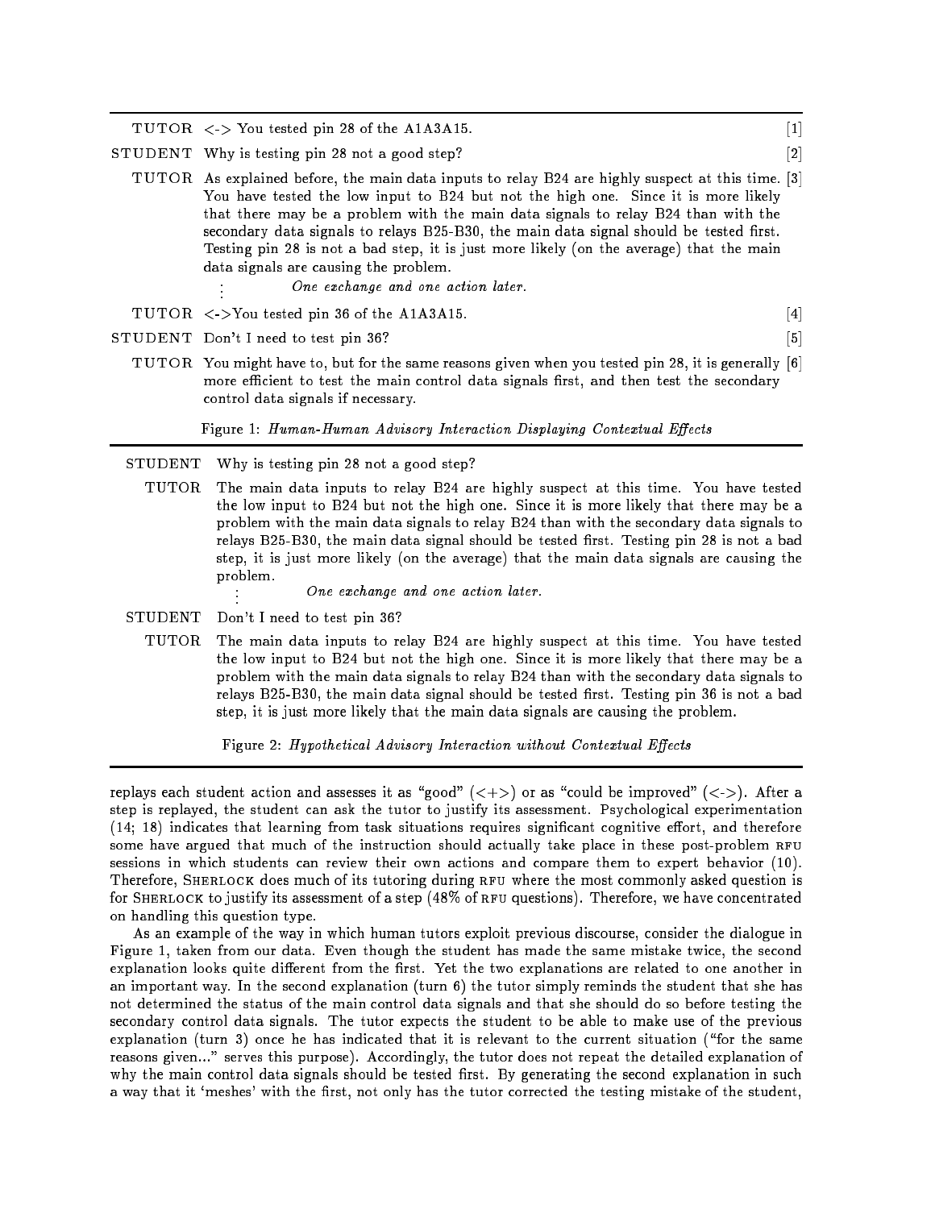| | | |
|---|---|---|
| TUTOR | <-> You tested pin 28 of the A1A3A15. | [1] |
| STUDENT | Why is testing pin 28 not a good step? | [2] |
| TUTOR | As explained before, the main data inputs to relay B24 are highly suspect at this time. You have tested the low input to B24 but not the high one. Since it is more likely that there may be a problem with the main data signals to relay B24 than with the secondary data signals to relays B25-B30, the main data signal should be tested first. Testing pin 28 is not a bad step, it is just more likely (on the average) that the main data signals are causing the problem. | [3] |
| ⋮ | *One exchange and one action later.* | |
| TUTOR | <->You tested pin 36 of the A1A3A15. | [4] |
| STUDENT | Don't I need to test pin 36? | [5] |
| TUTOR | You might have to, but for the same reasons given when you tested pin 28, it is generally more efficient to test the main control data signals first, and then test the secondary control data signals if necessary. | [6] |

Figure 1: *Human-Human Advisory Interaction Displaying Contextual Effects*

| | |
|---|---|
| STUDENT | Why is testing pin 28 not a good step? |
| TUTOR | The main data inputs to relay B24 are highly suspect at this time. You have tested the low input to B24 but not the high one. Since it is more likely that there may be a problem with the main data signals to relay B24 than with the secondary data signals to relays B25-B30, the main data signal should be tested first. Testing pin 28 is not a bad step, it is just more likely (on the average) that the main data signals are causing the problem. |
| ⋮ | *One exchange and one action later.* |
| STUDENT | Don't I need to test pin 36? |
| TUTOR | The main data inputs to relay B24 are highly suspect at this time. You have tested the low input to B24 but not the high one. Since it is more likely that there may be a problem with the main data signals to relay B24 than with the secondary data signals to relays B25-B30, the main data signal should be tested first. Testing pin 36 is not a bad step, it is just more likely that the main data signals are causing the problem. |

Figure 2: *Hypothetical Advisory Interaction without Contextual Effects*

replays each student action and assesses it as "good" (<+>) or as "could be improved" (<->). After a step is replayed, the student can ask the tutor to justify its assessment. Psychological experimentation (14; 18) indicates that learning from task situations requires significant cognitive effort, and therefore some have argued that much of the instruction should actually take place in these post-problem RFU sessions in which students can review their own actions and compare them to expert behavior (10). Therefore, SHERLOCK does much of its tutoring during RFU where the most commonly asked question is for SHERLOCK to justify its assessment of a step (48% of RFU questions). Therefore, we have concentrated on handling this question type.

As an example of the way in which human tutors exploit previous discourse, consider the dialogue in Figure 1, taken from our data. Even though the student has made the same mistake twice, the second explanation looks quite different from the first. Yet the two explanations are related to one another in an important way. In the second explanation (turn 6) the tutor simply reminds the student that she has not determined the status of the main control data signals and that she should do so before testing the secondary control data signals. The tutor expects the student to be able to make use of the previous explanation (turn 3) once he has indicated that it is relevant to the current situation ("for the same reasons given..." serves this purpose). Accordingly, the tutor does not repeat the detailed explanation of why the main control data signals should be tested first. By generating the second explanation in such a way that it 'meshes' with the first, not only has the tutor corrected the testing mistake of the student,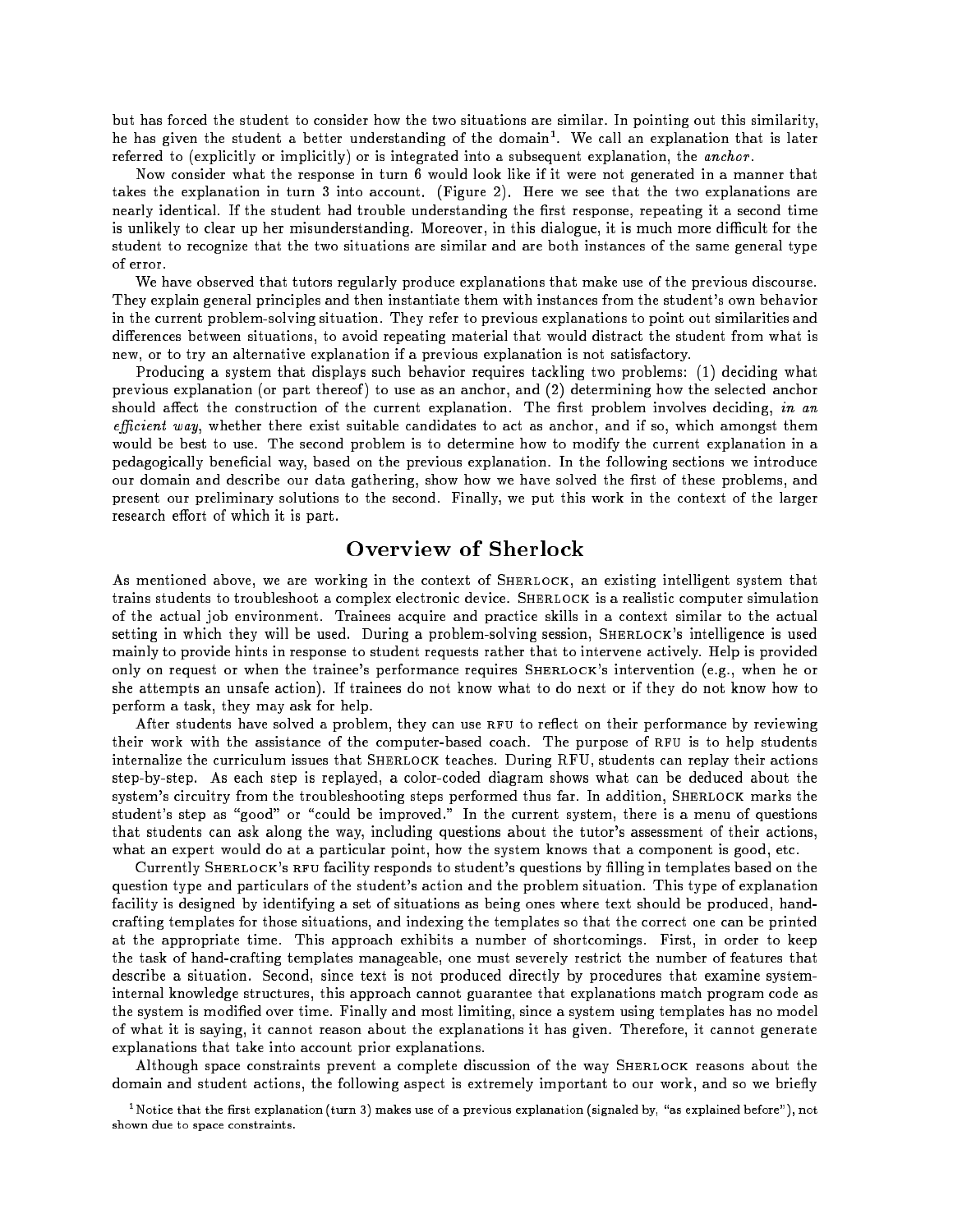but has forced the student to consider how the two situations are similar. In pointing out this similarity, he has given the student a better understanding of the domain[1]. We call an explanation that is later referred to (explicitly or implicitly) or is integrated into a subsequent explanation, the *anchor*.

Now consider what the response in turn 6 would look like if it were not generated in a manner that takes the explanation in turn 3 into account. (Figure 2). Here we see that the two explanations are nearly identical. If the student had trouble understanding the first response, repeating it a second time is unlikely to clear up her misunderstanding. Moreover, in this dialogue, it is much more difficult for the student to recognize that the two situations are similar and are both instances of the same general type of error.

We have observed that tutors regularly produce explanations that make use of the previous discourse. They explain general principles and then instantiate them with instances from the student's own behavior in the current problem-solving situation. They refer to previous explanations to point out similarities and differences between situations, to avoid repeating material that would distract the student from what is new, or to try an alternative explanation if a previous explanation is not satisfactory.

Producing a system that displays such behavior requires tackling two problems: (1) deciding what previous explanation (or part thereof) to use as an anchor, and (2) determining how the selected anchor should affect the construction of the current explanation. The first problem involves deciding, *in an efficient way*, whether there exist suitable candidates to act as anchor, and if so, which amongst them would be best to use. The second problem is to determine how to modify the current explanation in a pedagogically beneficial way, based on the previous explanation. In the following sections we introduce our domain and describe our data gathering, show how we have solved the first of these problems, and present our preliminary solutions to the second. Finally, we put this work in the context of the larger research effort of which it is part.

## Overview of Sherlock

As mentioned above, we are working in the context of SHERLOCK, an existing intelligent system that trains students to troubleshoot a complex electronic device. SHERLOCK is a realistic computer simulation of the actual job environment. Trainees acquire and practice skills in a context similar to the actual setting in which they will be used. During a problem-solving session, SHERLOCK's intelligence is used mainly to provide hints in response to student requests rather that to intervene actively. Help is provided only on request or when the trainee's performance requires SHERLOCK's intervention (e.g., when he or she attempts an unsafe action). If trainees do not know what to do next or if they do not know how to perform a task, they may ask for help.

After students have solved a problem, they can use RFU to reflect on their performance by reviewing their work with the assistance of the computer-based coach. The purpose of RFU is to help students internalize the curriculum issues that SHERLOCK teaches. During RFU, students can replay their actions step-by-step. As each step is replayed, a color-coded diagram shows what can be deduced about the system's circuitry from the troubleshooting steps performed thus far. In addition, SHERLOCK marks the student's step as "good" or "could be improved." In the current system, there is a menu of questions that students can ask along the way, including questions about the tutor's assessment of their actions, what an expert would do at a particular point, how the system knows that a component is good, etc.

Currently SHERLOCK's RFU facility responds to student's questions by filling in templates based on the question type and particulars of the student's action and the problem situation. This type of explanation facility is designed by identifying a set of situations as being ones where text should be produced, hand-crafting templates for those situations, and indexing the templates so that the correct one can be printed at the appropriate time. This approach exhibits a number of shortcomings. First, in order to keep the task of hand-crafting templates manageable, one must severely restrict the number of features that describe a situation. Second, since text is not produced directly by procedures that examine system-internal knowledge structures, this approach cannot guarantee that explanations match program code as the system is modified over time. Finally and most limiting, since a system using templates has no model of what it is saying, it cannot reason about the explanations it has given. Therefore, it cannot generate explanations that take into account prior explanations.

Although space constraints prevent a complete discussion of the way SHERLOCK reasons about the domain and student actions, the following aspect is extremely important to our work, and so we briefly

[1] Notice that the first explanation (turn 3) makes use of a previous explanation (signaled by, "as explained before"), not shown due to space constraints.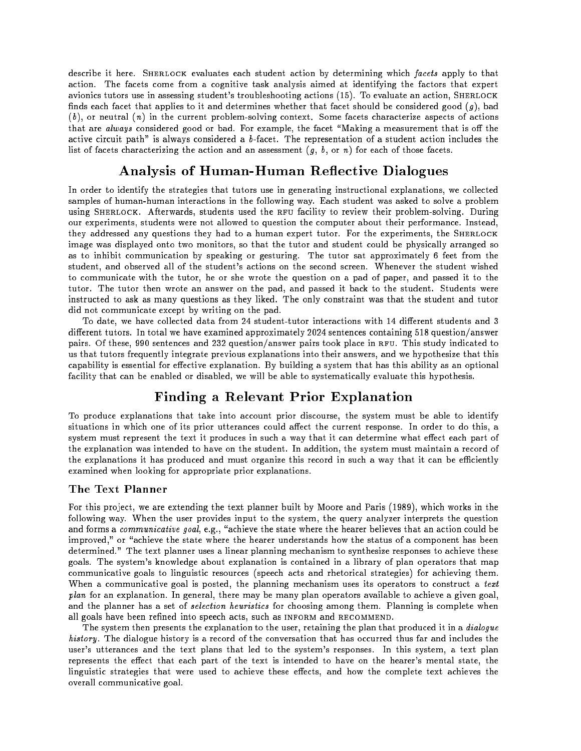describe it here. SHERLOCK evaluates each student action by determining which *facets* apply to that action. The facets come from a cognitive task analysis aimed at identifying the factors that expert avionics tutors use in assessing student's troubleshooting actions (15). To evaluate an action, SHERLOCK finds each facet that applies to it and determines whether that facet should be considered good ($g$), bad ($b$), or neutral ($n$) in the current problem-solving context. Some facets characterize aspects of actions that are *always* considered good or bad. For example, the facet "Making a measurement that is off the active circuit path" is always considered a $b$-facet. The representation of a student action includes the list of facets characterizing the action and an assessment ($g$, $b$, or $n$) for each of those facets.

## Analysis of Human-Human Reflective Dialogues

In order to identify the strategies that tutors use in generating instructional explanations, we collected samples of human-human interactions in the following way. Each student was asked to solve a problem using SHERLOCK. Afterwards, students used the RFU facility to review their problem-solving. During our experiments, students were not allowed to question the computer about their performance. Instead, they addressed any questions they had to a human expert tutor. For the experiments, the SHERLOCK image was displayed onto two monitors, so that the tutor and student could be physically arranged so as to inhibit communication by speaking or gesturing. The tutor sat approximately 6 feet from the student, and observed all of the student's actions on the second screen. Whenever the student wished to communicate with the tutor, he or she wrote the question on a pad of paper, and passed it to the tutor. The tutor then wrote an answer on the pad, and passed it back to the student. Students were instructed to ask as many questions as they liked. The only constraint was that the student and tutor did not communicate except by writing on the pad.

To date, we have collected data from 24 student-tutor interactions with 14 different students and 3 different tutors. In total we have examined approximately 2024 sentences containing 518 question/answer pairs. Of these, 990 sentences and 232 question/answer pairs took place in RFU. This study indicated to us that tutors frequently integrate previous explanations into their answers, and we hypothesize that this capability is essential for effective explanation. By building a system that has this ability as an optional facility that can be enabled or disabled, we will be able to systematically evaluate this hypothesis.

## Finding a Relevant Prior Explanation

To produce explanations that take into account prior discourse, the system must be able to identify situations in which one of its prior utterances could affect the current response. In order to do this, a system must represent the text it produces in such a way that it can determine what effect each part of the explanation was intended to have on the student. In addition, the system must maintain a record of the explanations it has produced and must organize this record in such a way that it can be efficiently examined when looking for appropriate prior explanations.

### The Text Planner

For this project, we are extending the text planner built by Moore and Paris (1989), which works in the following way. When the user provides input to the system, the query analyzer interprets the question and forms a *communicative goal*, e.g., "achieve the state where the hearer believes that an action could be improved," or "achieve the state where the hearer understands how the status of a component has been determined." The text planner uses a linear planning mechanism to synthesize responses to achieve these goals. The system's knowledge about explanation is contained in a library of plan operators that map communicative goals to linguistic resources (speech acts and rhetorical strategies) for achieving them. When a communicative goal is posted, the planning mechanism uses its operators to construct a *text plan* for an explanation. In general, there may be many plan operators available to achieve a given goal, and the planner has a set of *selection heuristics* for choosing among them. Planning is complete when all goals have been refined into speech acts, such as INFORM and RECOMMEND.

The system then presents the explanation to the user, retaining the plan that produced it in a *dialogue history*. The dialogue history is a record of the conversation that has occurred thus far and includes the user's utterances and the text plans that led to the system's responses. In this system, a text plan represents the effect that each part of the text is intended to have on the hearer's mental state, the linguistic strategies that were used to achieve these effects, and how the complete text achieves the overall communicative goal.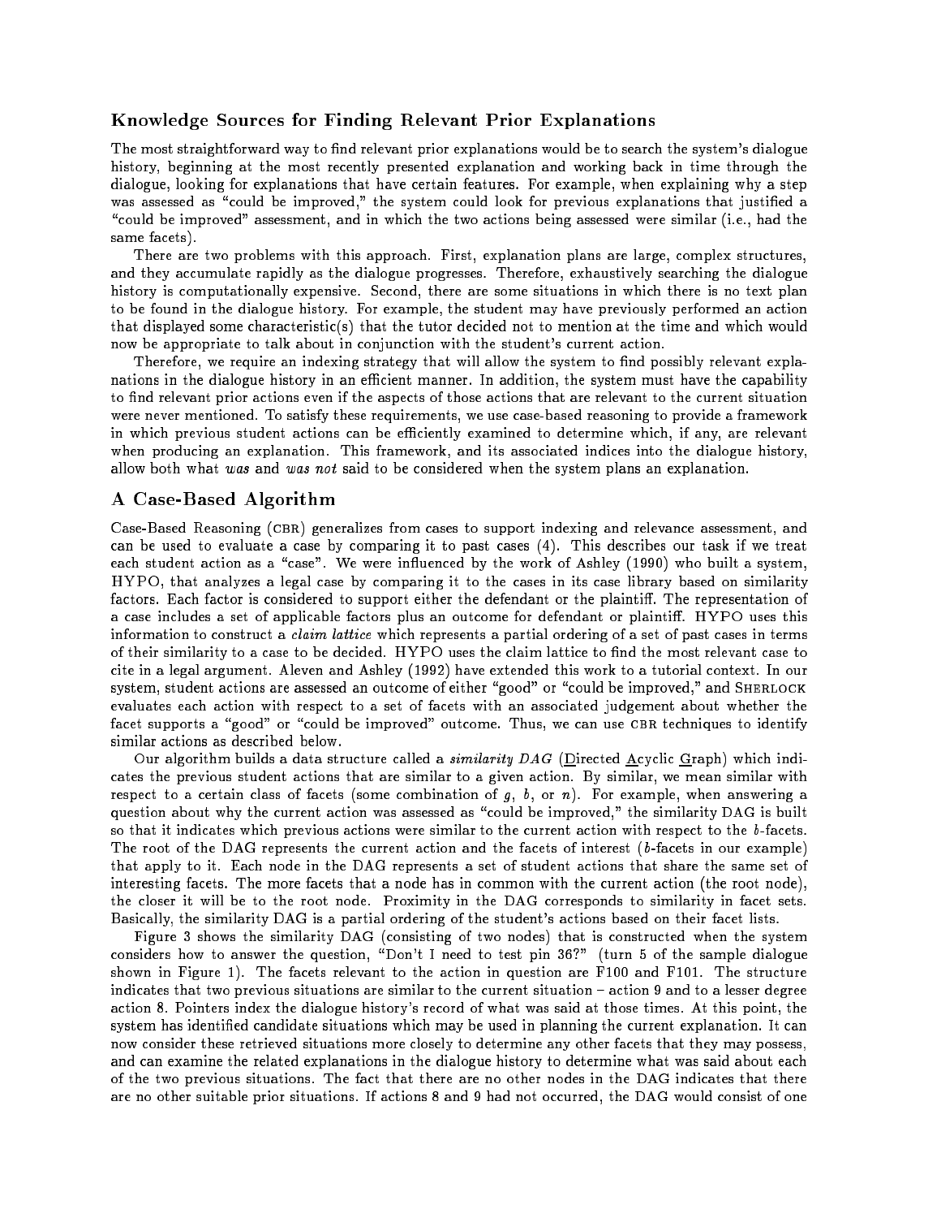## Knowledge Sources for Finding Relevant Prior Explanations

The most straightforward way to find relevant prior explanations would be to search the system's dialogue history, beginning at the most recently presented explanation and working back in time through the dialogue, looking for explanations that have certain features. For example, when explaining why a step was assessed as "could be improved," the system could look for previous explanations that justified a "could be improved" assessment, and in which the two actions being assessed were similar (i.e., had the same facets).

There are two problems with this approach. First, explanation plans are large, complex structures, and they accumulate rapidly as the dialogue progresses. Therefore, exhaustively searching the dialogue history is computationally expensive. Second, there are some situations in which there is no text plan to be found in the dialogue history. For example, the student may have previously performed an action that displayed some characteristic(s) that the tutor decided not to mention at the time and which would now be appropriate to talk about in conjunction with the student's current action.

Therefore, we require an indexing strategy that will allow the system to find possibly relevant explanations in the dialogue history in an efficient manner. In addition, the system must have the capability to find relevant prior actions even if the aspects of those actions that are relevant to the current situation were never mentioned. To satisfy these requirements, we use case-based reasoning to provide a framework in which previous student actions can be efficiently examined to determine which, if any, are relevant when producing an explanation. This framework, and its associated indices into the dialogue history, allow both what *was* and *was not* said to be considered when the system plans an explanation.

## A Case-Based Algorithm

Case-Based Reasoning (CBR) generalizes from cases to support indexing and relevance assessment, and can be used to evaluate a case by comparing it to past cases (4). This describes our task if we treat each student action as a "case". We were influenced by the work of Ashley (1990) who built a system, HYPO, that analyzes a legal case by comparing it to the cases in its case library based on similarity factors. Each factor is considered to support either the defendant or the plaintiff. The representation of a case includes a set of applicable factors plus an outcome for defendant or plaintiff. HYPO uses this information to construct a *claim lattice* which represents a partial ordering of a set of past cases in terms of their similarity to a case to be decided. HYPO uses the claim lattice to find the most relevant case to cite in a legal argument. Aleven and Ashley (1992) have extended this work to a tutorial context. In our system, student actions are assessed an outcome of either "good" or "could be improved," and SHERLOCK evaluates each action with respect to a set of facets with an associated judgement about whether the facet supports a "good" or "could be improved" outcome. Thus, we can use CBR techniques to identify similar actions as described below.

Our algorithm builds a data structure called a *similarity DAG* (Directed Acyclic Graph) which indicates the previous student actions that are similar to a given action. By similar, we mean similar with respect to a certain class of facets (some combination of $g$, $b$, or $n$). For example, when answering a question about why the current action was assessed as "could be improved," the similarity DAG is built so that it indicates which previous actions were similar to the current action with respect to the $b$-facets. The root of the DAG represents the current action and the facets of interest ($b$-facets in our example) that apply to it. Each node in the DAG represents a set of student actions that share the same set of interesting facets. The more facets that a node has in common with the current action (the root node), the closer it will be to the root node. Proximity in the DAG corresponds to similarity in facet sets. Basically, the similarity DAG is a partial ordering of the student's actions based on their facet lists.

Figure 3 shows the similarity DAG (consisting of two nodes) that is constructed when the system considers how to answer the question, "Don't I need to test pin 36?" (turn 5 of the sample dialogue shown in Figure 1). The facets relevant to the action in question are F100 and F101. The structure indicates that two previous situations are similar to the current situation – action 9 and to a lesser degree action 8. Pointers index the dialogue history's record of what was said at those times. At this point, the system has identified candidate situations which may be used in planning the current explanation. It can now consider these retrieved situations more closely to determine any other facets that they may possess, and can examine the related explanations in the dialogue history to determine what was said about each of the two previous situations. The fact that there are no other nodes in the DAG indicates that there are no other suitable prior situations. If actions 8 and 9 had not occurred, the DAG would consist of one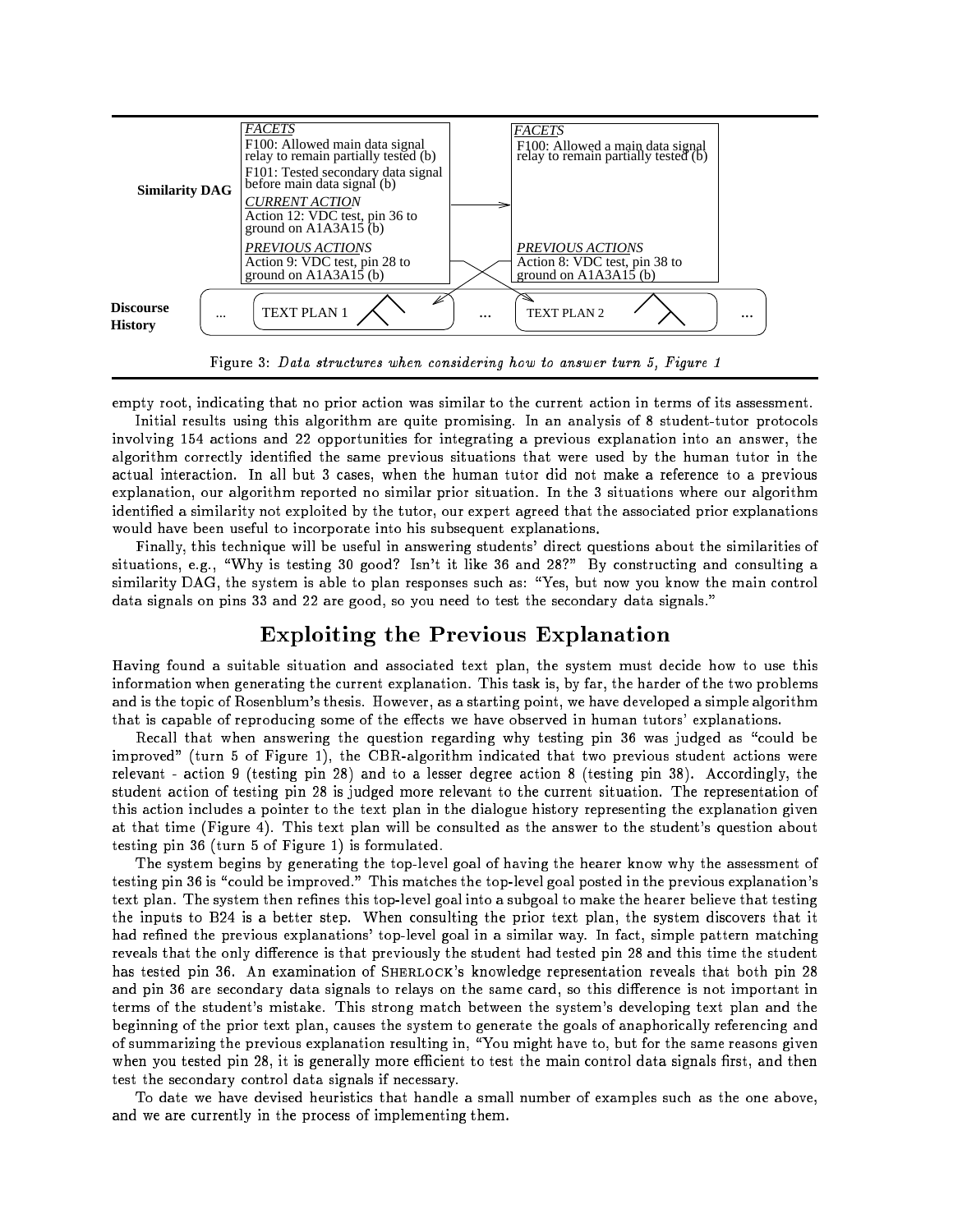Figure 3: *Data structures when considering how to answer turn 5, Figure 1*

empty root, indicating that no prior action was similar to the current action in terms of its assessment.

Initial results using this algorithm are quite promising. In an analysis of 8 student-tutor protocols involving 154 actions and 22 opportunities for integrating a previous explanation into an answer, the algorithm correctly identified the same previous situations that were used by the human tutor in the actual interaction. In all but 3 cases, when the human tutor did not make a reference to a previous explanation, our algorithm reported no similar prior situation. In the 3 situations where our algorithm identified a similarity not exploited by the tutor, our expert agreed that the associated prior explanations would have been useful to incorporate into his subsequent explanations.

Finally, this technique will be useful in answering students' direct questions about the similarities of situations, e.g., "Why is testing 30 good? Isn't it like 36 and 28?" By constructing and consulting a similarity DAG, the system is able to plan responses such as: "Yes, but now you know the main control data signals on pins 33 and 22 are good, so you need to test the secondary data signals."

## Exploiting the Previous Explanation

Having found a suitable situation and associated text plan, the system must decide how to use this information when generating the current explanation. This task is, by far, the harder of the two problems and is the topic of Rosenblum's thesis. However, as a starting point, we have developed a simple algorithm that is capable of reproducing some of the effects we have observed in human tutors' explanations.

Recall that when answering the question regarding why testing pin 36 was judged as "could be improved" (turn 5 of Figure 1), the CBR-algorithm indicated that two previous student actions were relevant - action 9 (testing pin 28) and to a lesser degree action 8 (testing pin 38). Accordingly, the student action of testing pin 28 is judged more relevant to the current situation. The representation of this action includes a pointer to the text plan in the dialogue history representing the explanation given at that time (Figure 4). This text plan will be consulted as the answer to the student's question about testing pin 36 (turn 5 of Figure 1) is formulated.

The system begins by generating the top-level goal of having the hearer know why the assessment of testing pin 36 is "could be improved." This matches the top-level goal posted in the previous explanation's text plan. The system then refines this top-level goal into a subgoal to make the hearer believe that testing the inputs to B24 is a better step. When consulting the prior text plan, the system discovers that it had refined the previous explanations' top-level goal in a similar way. In fact, simple pattern matching reveals that the only difference is that previously the student had tested pin 28 and this time the student has tested pin 36. An examination of SHERLOCK's knowledge representation reveals that both pin 28 and pin 36 are secondary data signals to relays on the same card, so this difference is not important in terms of the student's mistake. This strong match between the system's developing text plan and the beginning of the prior text plan, causes the system to generate the goals of anaphorically referencing and of summarizing the previous explanation resulting in, "You might have to, but for the same reasons given when you tested pin 28, it is generally more efficient to test the main control data signals first, and then test the secondary control data signals if necessary.

To date we have devised heuristics that handle a small number of examples such as the one above, and we are currently in the process of implementing them.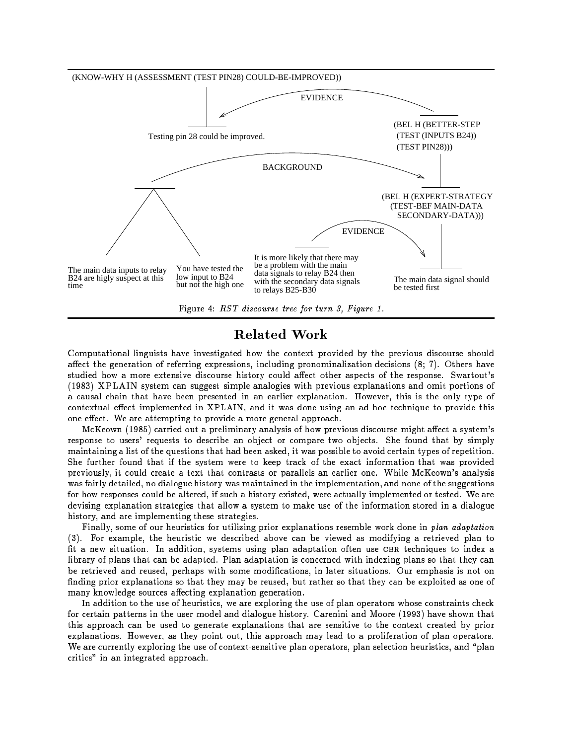(KNOW-WHY H (ASSESSMENT (TEST PIN28) COULD-BE-IMPROVED))

EVIDENCE

Testing pin 28 could be improved.

(BEL H (BETTER-STEP (TEST (INPUTS B24)) (TEST PIN28)))

BACKGROUND

(BEL H (EXPERT-STRATEGY (TEST-BEF MAIN-DATA SECONDARY-DATA)))

EVIDENCE

The main data inputs to relay B24 are higly suspect at this time

You have tested the low input to B24 but not the high one

It is more likely that there may be a problem with the main data signals to relay B24 then with the secondary data signals to relays B25-B30

The main data signal should be tested first

Figure 4: *RST discourse tree for turn 3, Figure 1.*

## Related Work

Computational linguists have investigated how the context provided by the previous discourse should affect the generation of referring expressions, including pronominalization decisions (8; 7). Others have studied how a more extensive discourse history could affect other aspects of the response. Swartout's (1983) XPLAIN system can suggest simple analogies with previous explanations and omit portions of a causal chain that have been presented in an earlier explanation. However, this is the only type of contextual effect implemented in XPLAIN, and it was done using an ad hoc technique to provide this one effect. We are attempting to provide a more general approach.

McKeown (1985) carried out a preliminary analysis of how previous discourse might affect a system's response to users' requests to describe an object or compare two objects. She found that by simply maintaining a list of the questions that had been asked, it was possible to avoid certain types of repetition. She further found that if the system were to keep track of the exact information that was provided previously, it could create a text that contrasts or parallels an earlier one. While McKeown's analysis was fairly detailed, no dialogue history was maintained in the implementation, and none of the suggestions for how responses could be altered, if such a history existed, were actually implemented or tested. We are devising explanation strategies that allow a system to make use of the information stored in a dialogue history, and are implementing these strategies.

Finally, some of our heuristics for utilizing prior explanations resemble work done in *plan adaptation* (3). For example, the heuristic we described above can be viewed as modifying a retrieved plan to fit a new situation. In addition, systems using plan adaptation often use CBR techniques to index a library of plans that can be adapted. Plan adaptation is concerned with indexing plans so that they can be retrieved and reused, perhaps with some modifications, in later situations. Our emphasis is not on finding prior explanations so that they may be reused, but rather so that they can be exploited as one of many knowledge sources affecting explanation generation.

In addition to the use of heuristics, we are exploring the use of plan operators whose constraints check for certain patterns in the user model and dialogue history. Carenini and Moore (1993) have shown that this approach can be used to generate explanations that are sensitive to the context created by prior explanations. However, as they point out, this approach may lead to a proliferation of plan operators. We are currently exploring the use of context-sensitive plan operators, plan selection heuristics, and "plan critics" in an integrated approach.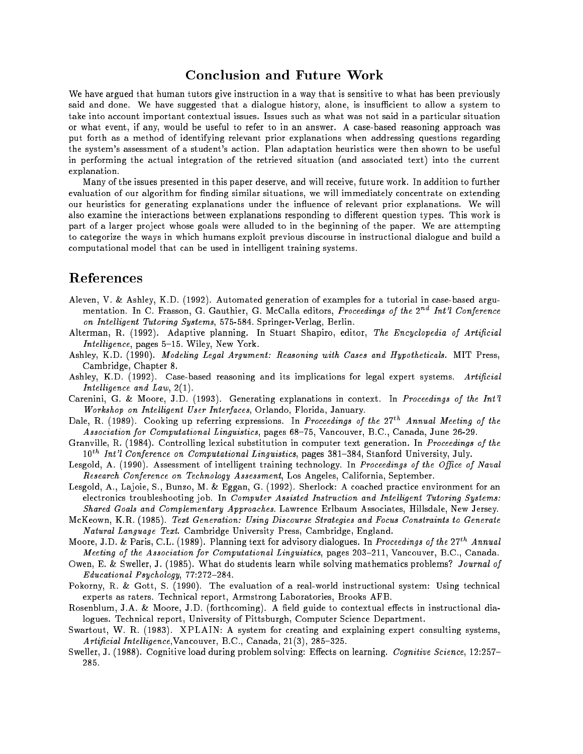## Conclusion and Future Work

We have argued that human tutors give instruction in a way that is sensitive to what has been previously said and done. We have suggested that a dialogue history, alone, is insufficient to allow a system to take into account important contextual issues. Issues such as what was not said in a particular situation or what event, if any, would be useful to refer to in an answer. A case-based reasoning approach was put forth as a method of identifying relevant prior explanations when addressing questions regarding the system's assessment of a student's action. Plan adaptation heuristics were then shown to be useful in performing the actual integration of the retrieved situation (and associated text) into the current explanation.

Many of the issues presented in this paper deserve, and will receive, future work. In addition to further evaluation of our algorithm for finding similar situations, we will immediately concentrate on extending our heuristics for generating explanations under the influence of relevant prior explanations. We will also examine the interactions between explanations responding to different question types. This work is part of a larger project whose goals were alluded to in the beginning of the paper. We are attempting to categorize the ways in which humans exploit previous discourse in instructional dialogue and build a computational model that can be used in intelligent training systems.

# References

Aleven, V. & Ashley, K.D. (1992). Automated generation of examples for a tutorial in case-based argumentation. In C. Frasson, G. Gauthier, G. McCalla editors, *Proceedings of the $2^{nd}$ Int'l Conference on Intelligent Tutoring Systems*, 575-584. Springer-Verlag, Berlin.

Alterman, R. (1992). Adaptive planning. In Stuart Shapiro, editor, *The Encyclopedia of Artificial Intelligence*, pages 5–15. Wiley, New York.

Ashley, K.D. (1990). *Modeling Legal Argument: Reasoning with Cases and Hypotheticals.* MIT Press, Cambridge, Chapter 8.

Ashley, K.D. (1992). Case-based reasoning and its implications for legal expert systems. *Artificial Intelligence and Law*, 2(1).

Carenini, G. & Moore, J.D. (1993). Generating explanations in context. In *Proceedings of the Int'l Workshop on Intelligent User Interfaces*, Orlando, Florida, January.

Dale, R. (1989). Cooking up referring expressions. In *Proceedings of the $27^{th}$ Annual Meeting of the Association for Computational Linguistics*, pages 68–75, Vancouver, B.C., Canada, June 26-29.

Granville, R. (1984). Controlling lexical substitution in computer text generation. In *Proceedings of the $10^{th}$ Int'l Conference on Computational Linguistics*, pages 381–384, Stanford University, July.

Lesgold, A. (1990). Assessment of intelligent training technology. In *Proceedings of the Office of Naval Research Conference on Technology Assessment*, Los Angeles, California, September.

Lesgold, A., Lajoie, S., Bunzo, M. & Eggan, G. (1992). Sherlock: A coached practice environment for an electronics troubleshooting job. In *Computer Assisted Instruction and Intelligent Tutoring Systems: Shared Goals and Complementary Approaches.* Lawrence Erlbaum Associates, Hillsdale, New Jersey.

McKeown, K.R. (1985). *Text Generation: Using Discourse Strategies and Focus Constraints to Generate Natural Language Text.* Cambridge University Press, Cambridge, England.

Moore, J.D. & Paris, C.L. (1989). Planning text for advisory dialogues. In *Proceedings of the $27^{th}$ Annual Meeting of the Association for Computational Linguistics*, pages 203–211, Vancouver, B.C., Canada.

Owen, E. & Sweller, J. (1985). What do students learn while solving mathematics problems? *Journal of Educational Psychology*, 77:272–284.

Pokorny, R. & Gott, S. (1990). The evaluation of a real-world instructional system: Using technical experts as raters. Technical report, Armstrong Laboratories, Brooks AFB.

Rosenblum, J.A. & Moore, J.D. (forthcoming). A field guide to contextual effects in instructional dialogues. Technical report, University of Pittsburgh, Computer Science Department.

Swartout, W. R. (1983). XPLAIN: A system for creating and explaining expert consulting systems, *Artificial Intelligence*,Vancouver, B.C., Canada, 21(3), 285–325.

Sweller, J. (1988). Cognitive load during problem solving: Effects on learning. *Cognitive Science*, 12:257–285.